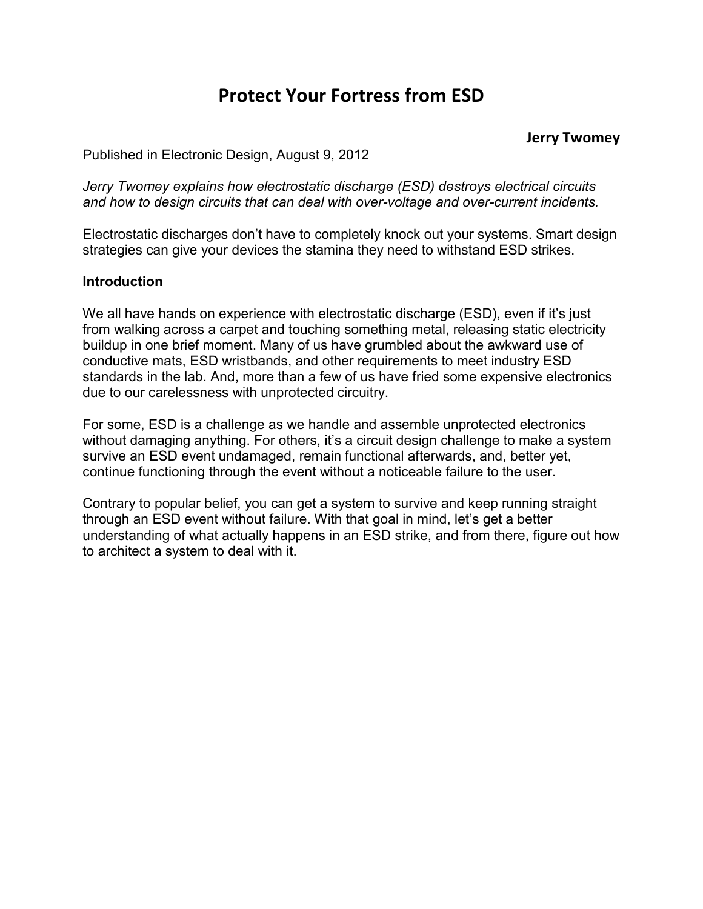# Protect Your Fortress from ESD

**Jerry Twomey**

Published in Electronic Design, August 9, 2012

*Jerry Twomey explains how electrostatic discharge (ESD) destroys electrical circuits and how to design circuits that can deal with over-voltage and over-current incidents.*

Electrostatic discharges don't have to completely knock out your systems. Smart design strategies can give your devices the stamina they need to withstand ESD strikes.

**Introduction**

We all have hands on experience with electrostatic discharge (ESD), even if it's just from walking across a carpet and touching something metal, releasing static electricity buildup in one brief moment. Many of us have grumbled about the awkward use of conductive mats, ESD wristbands, and other requirements to meet industry ESD standards in the lab. And, more than a few of us have fried some expensive electronics due to our carelessness with unprotected circuitry.

For some, ESD is a challenge as we handle and assemble unprotected electronics without damaging anything. For others, it's a circuit design challenge to make a system survive an ESD event undamaged, remain functional afterwards, and, better yet, continue functioning through the event without a noticeable failure to the user.

Contrary to popular belief, you can get a system to survive and keep running straight through an ESD event without failure. With that goal in mind, let's get a better understanding of what actually happens in an ESD strike, and from there, figure out how to architect a system to deal with it.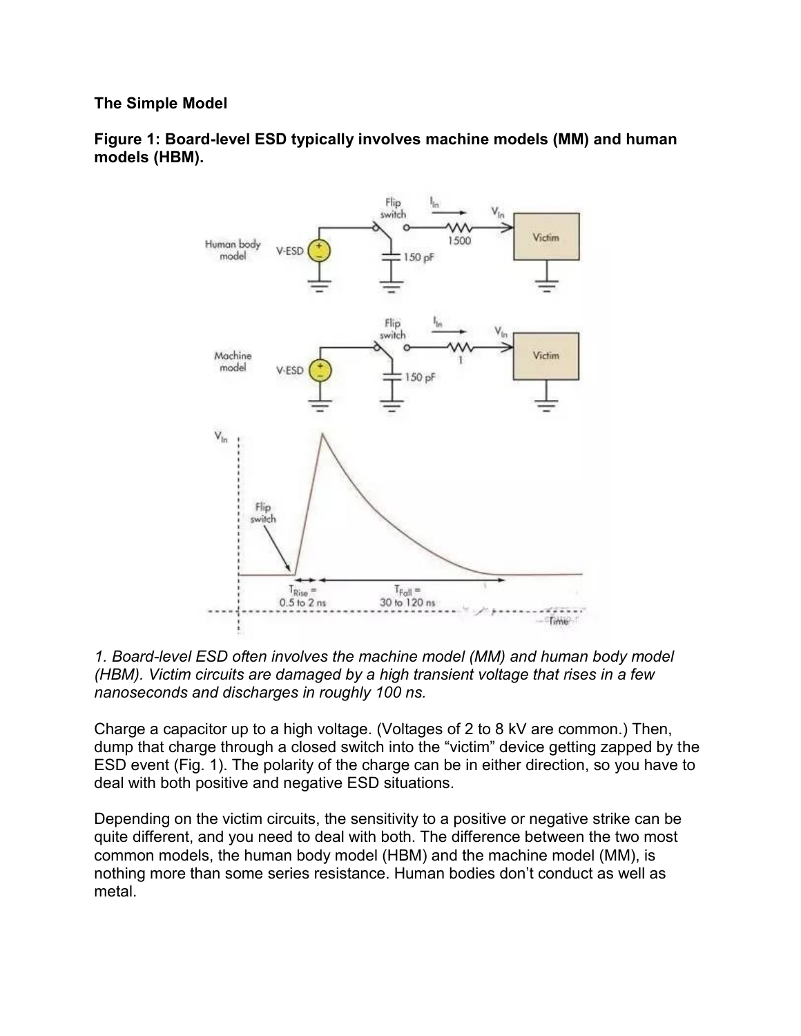**The Simple Model**

**Figure 1: Board-level ESD typically involves machine models (MM) and human models (HBM).**

*1. Board-level ESD often involves the machine model (MM) and human body model (HBM). Victim circuits are damaged by a high transient voltage that rises in a few nanoseconds and discharges in roughly 100 ns.*

Charge a capacitor up to a high voltage. (Voltages of 2 to 8 kV are common.) Then, dump that charge through a closed switch into the "victim" device getting zapped by the ESD event (Fig. 1). The polarity of the charge can be in either direction, so you have to deal with both positive and negative ESD situations.

Depending on the victim circuits, the sensitivity to a positive or negative strike can be quite different, and you need to deal with both. The difference between the two most common models, the human body model (HBM) and the machine model (MM), is nothing more than some series resistance. Human bodies don't conduct as well as metal.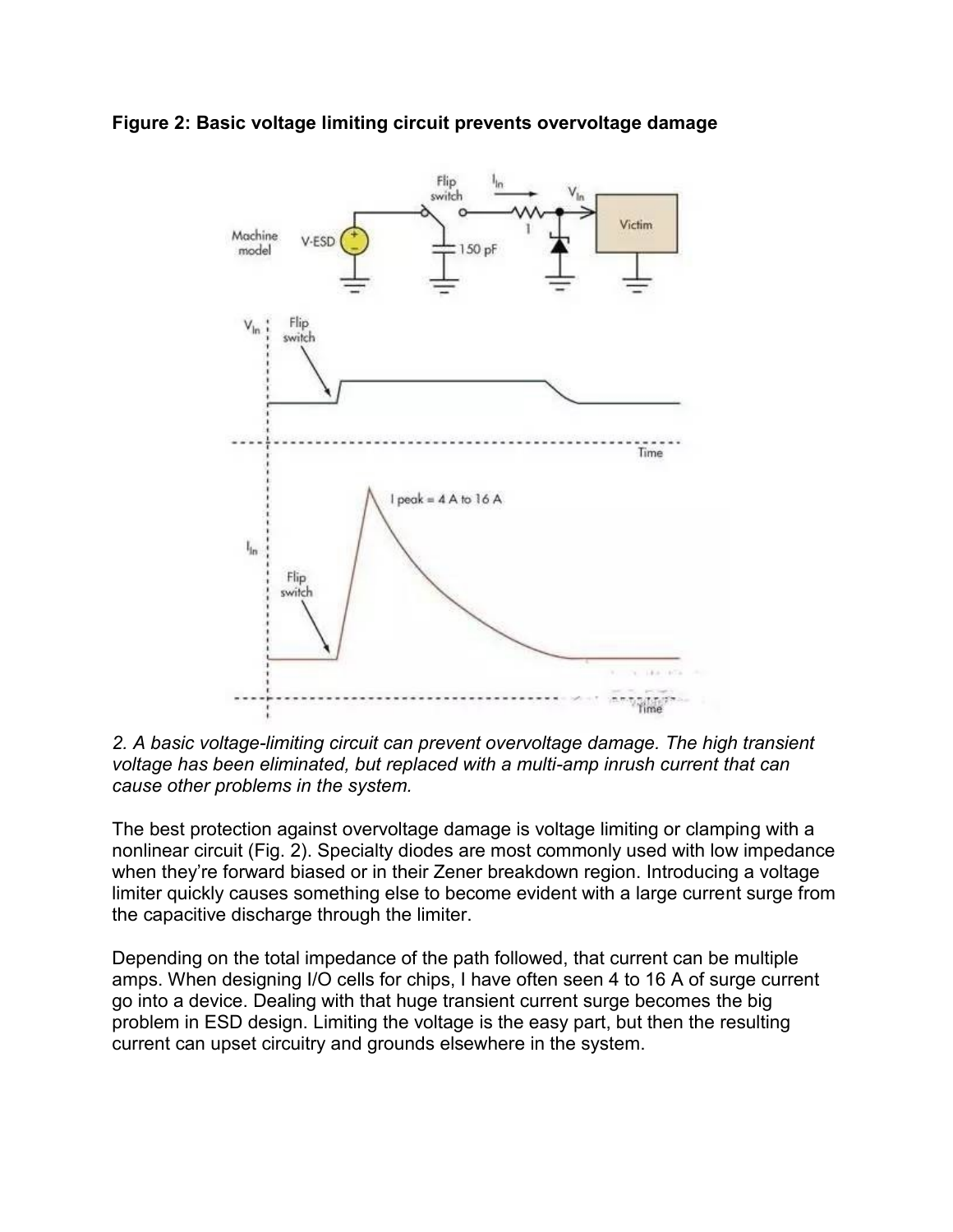**Figure 2: Basic voltage limiting circuit prevents overvoltage damage**

*2. A basic voltage-limiting circuit can prevent overvoltage damage. The high transient voltage has been eliminated, but replaced with a multi-amp inrush current that can cause other problems in the system.*

The best protection against overvoltage damage is voltage limiting or clamping with a nonlinear circuit (Fig. 2). Specialty diodes are most commonly used with low impedance when they're forward biased or in their Zener breakdown region. Introducing a voltage limiter quickly causes something else to become evident with a large current surge from the capacitive discharge through the limiter.

Depending on the total impedance of the path followed, that current can be multiple amps. When designing I/O cells for chips, I have often seen 4 to 16 A of surge current go into a device. Dealing with that huge transient current surge becomes the big problem in ESD design. Limiting the voltage is the easy part, but then the resulting current can upset circuitry and grounds elsewhere in the system.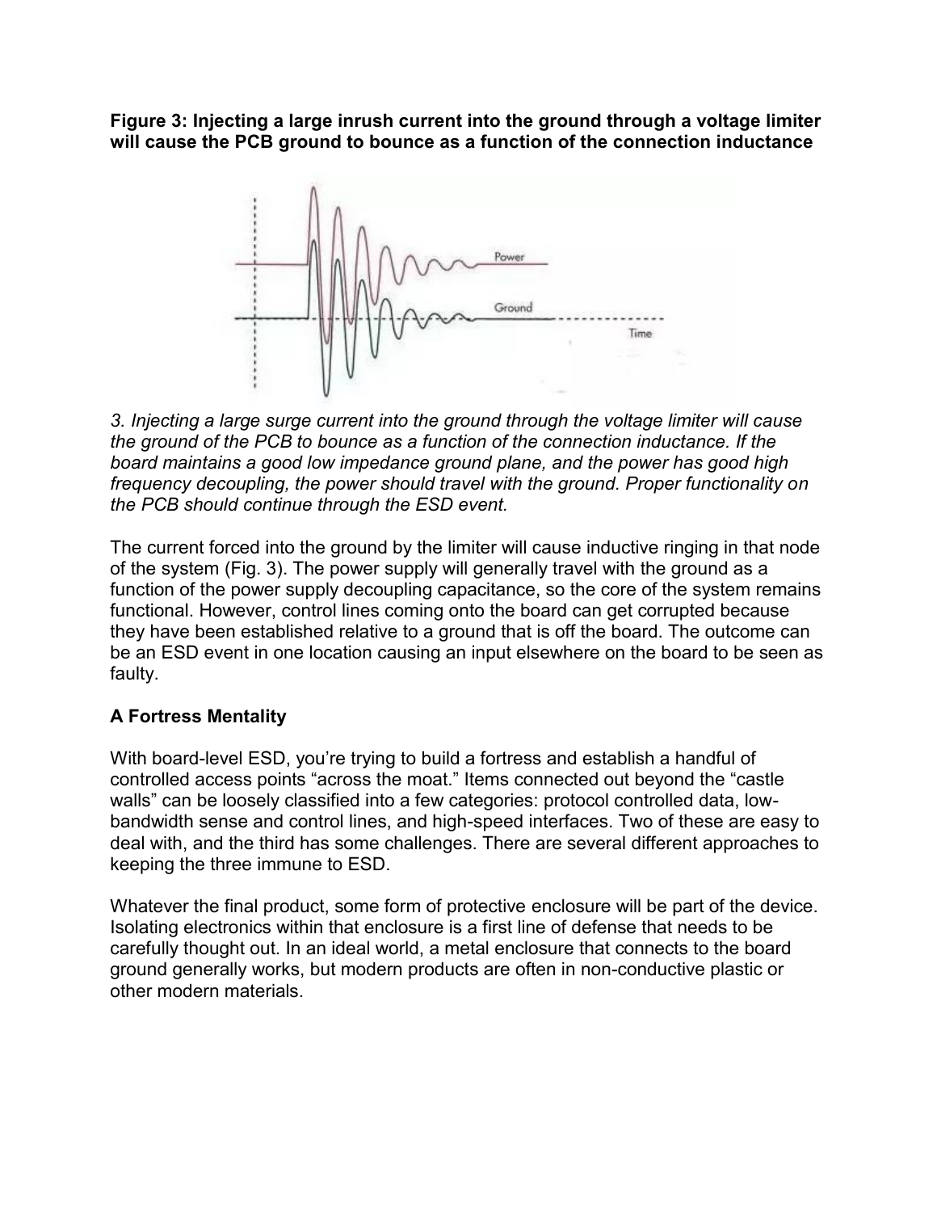**Figure 3: Injecting a large inrush current into the ground through a voltage limiter will cause the PCB ground to bounce as a function of the connection inductance**

*3. Injecting a large surge current into the ground through the voltage limiter will cause the ground of the PCB to bounce as a function of the connection inductance. If the board maintains a good low impedance ground plane, and the power has good high frequency decoupling, the power should travel with the ground. Proper functionality on the PCB should continue through the ESD event.*

The current forced into the ground by the limiter will cause inductive ringing in that node of the system (Fig. 3). The power supply will generally travel with the ground as a function of the power supply decoupling capacitance, so the core of the system remains functional. However, control lines coming onto the board can get corrupted because they have been established relative to a ground that is off the board. The outcome can be an ESD event in one location causing an input elsewhere on the board to be seen as faulty.

## A Fortress Mentality

With board-level ESD, you're trying to build a fortress and establish a handful of controlled access points "across the moat." Items connected out beyond the "castle walls" can be loosely classified into a few categories: protocol controlled data, low-bandwidth sense and control lines, and high-speed interfaces. Two of these are easy to deal with, and the third has some challenges. There are several different approaches to keeping the three immune to ESD.

Whatever the final product, some form of protective enclosure will be part of the device. Isolating electronics within that enclosure is a first line of defense that needs to be carefully thought out. In an ideal world, a metal enclosure that connects to the board ground generally works, but modern products are often in non-conductive plastic or other modern materials.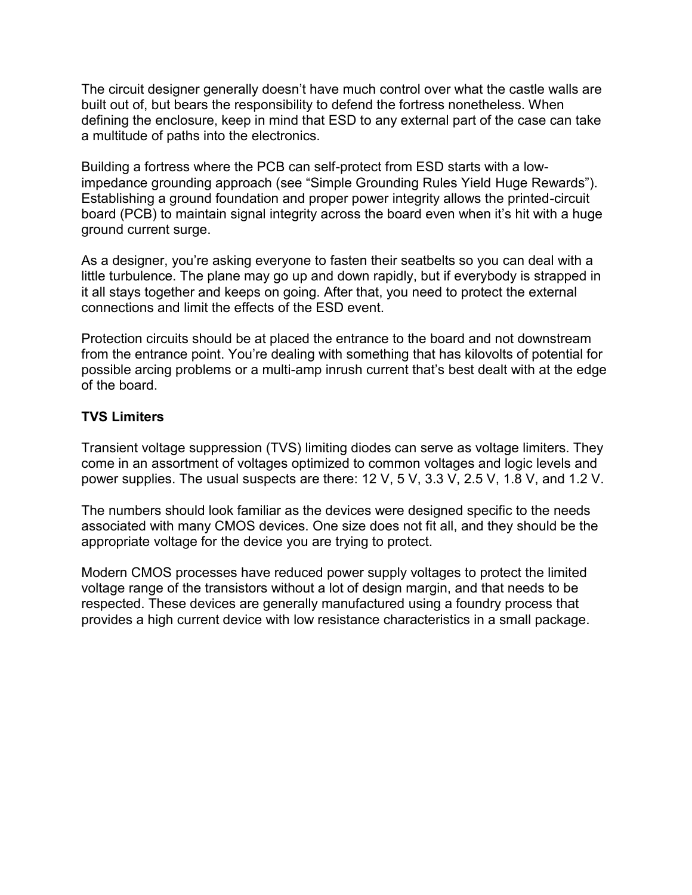The circuit designer generally doesn't have much control over what the castle walls are built out of, but bears the responsibility to defend the fortress nonetheless. When defining the enclosure, keep in mind that ESD to any external part of the case can take a multitude of paths into the electronics.

Building a fortress where the PCB can self-protect from ESD starts with a low-impedance grounding approach (see "Simple Grounding Rules Yield Huge Rewards"). Establishing a ground foundation and proper power integrity allows the printed-circuit board (PCB) to maintain signal integrity across the board even when it's hit with a huge ground current surge.

As a designer, you're asking everyone to fasten their seatbelts so you can deal with a little turbulence. The plane may go up and down rapidly, but if everybody is strapped in it all stays together and keeps on going. After that, you need to protect the external connections and limit the effects of the ESD event.

Protection circuits should be at placed the entrance to the board and not downstream from the entrance point. You're dealing with something that has kilovolts of potential for possible arcing problems or a multi-amp inrush current that's best dealt with at the edge of the board.

**TVS Limiters**

Transient voltage suppression (TVS) limiting diodes can serve as voltage limiters. They come in an assortment of voltages optimized to common voltages and logic levels and power supplies. The usual suspects are there: 12 V, 5 V, 3.3 V, 2.5 V, 1.8 V, and 1.2 V.

The numbers should look familiar as the devices were designed specific to the needs associated with many CMOS devices. One size does not fit all, and they should be the appropriate voltage for the device you are trying to protect.

Modern CMOS processes have reduced power supply voltages to protect the limited voltage range of the transistors without a lot of design margin, and that needs to be respected. These devices are generally manufactured using a foundry process that provides a high current device with low resistance characteristics in a small package.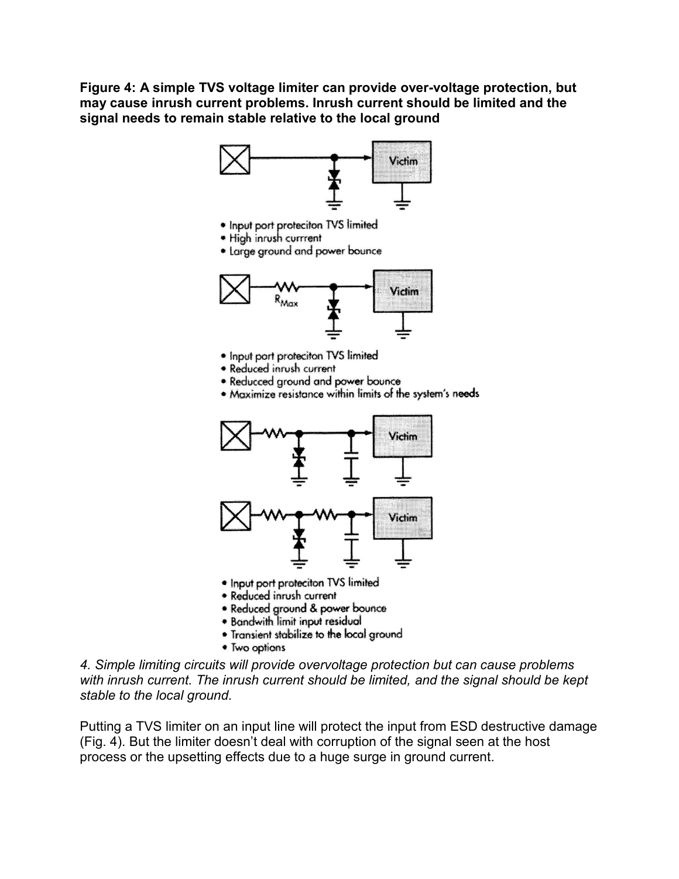**Figure 4: A simple TVS voltage limiter can provide over-voltage protection, but may cause inrush current problems. Inrush current should be limited and the signal needs to remain stable relative to the local ground**

- Input port proteciton TVS limited
- High inrush currrent
- Large ground and power bounce

- Input port proteciton TVS limited
- Reduced inrush current
- Reducced ground and power bounce
- Maximize resistance within limits of the system's needs

- Input port proteciton TVS limited
- Reduced inrush current
- Reduced ground & power bounce
- Bandwith limit input residual
- Transient stabilize to the local ground
- Two options

*4. Simple limiting circuits will provide overvoltage protection but can cause problems with inrush current. The inrush current should be limited, and the signal should be kept stable to the local ground.*

Putting a TVS limiter on an input line will protect the input from ESD destructive damage (Fig. 4). But the limiter doesn't deal with corruption of the signal seen at the host process or the upsetting effects due to a huge surge in ground current.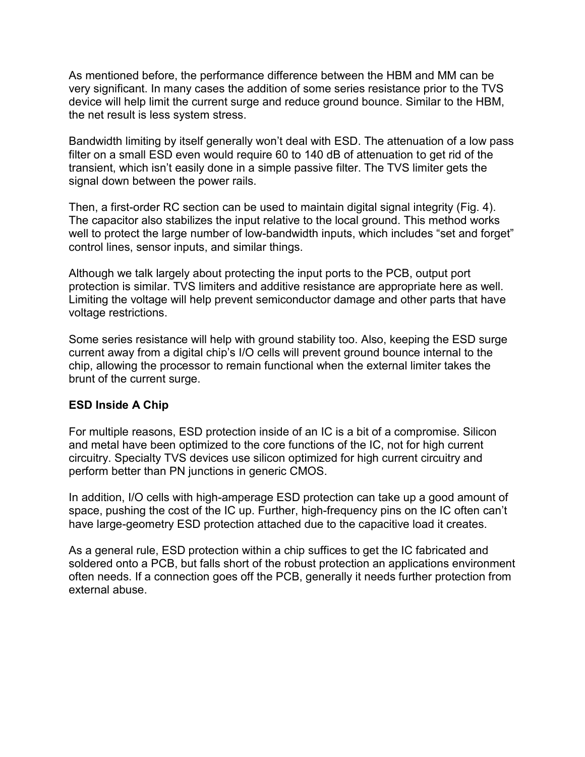As mentioned before, the performance difference between the HBM and MM can be very significant. In many cases the addition of some series resistance prior to the TVS device will help limit the current surge and reduce ground bounce. Similar to the HBM, the net result is less system stress.

Bandwidth limiting by itself generally won't deal with ESD. The attenuation of a low pass filter on a small ESD even would require 60 to 140 dB of attenuation to get rid of the transient, which isn't easily done in a simple passive filter. The TVS limiter gets the signal down between the power rails.

Then, a first-order RC section can be used to maintain digital signal integrity (Fig. 4). The capacitor also stabilizes the input relative to the local ground. This method works well to protect the large number of low-bandwidth inputs, which includes "set and forget" control lines, sensor inputs, and similar things.

Although we talk largely about protecting the input ports to the PCB, output port protection is similar. TVS limiters and additive resistance are appropriate here as well. Limiting the voltage will help prevent semiconductor damage and other parts that have voltage restrictions.

Some series resistance will help with ground stability too. Also, keeping the ESD surge current away from a digital chip's I/O cells will prevent ground bounce internal to the chip, allowing the processor to remain functional when the external limiter takes the brunt of the current surge.

**ESD Inside A Chip**

For multiple reasons, ESD protection inside of an IC is a bit of a compromise. Silicon and metal have been optimized to the core functions of the IC, not for high current circuitry. Specialty TVS devices use silicon optimized for high current circuitry and perform better than PN junctions in generic CMOS.

In addition, I/O cells with high-amperage ESD protection can take up a good amount of space, pushing the cost of the IC up. Further, high-frequency pins on the IC often can't have large-geometry ESD protection attached due to the capacitive load it creates.

As a general rule, ESD protection within a chip suffices to get the IC fabricated and soldered onto a PCB, but falls short of the robust protection an applications environment often needs. If a connection goes off the PCB, generally it needs further protection from external abuse.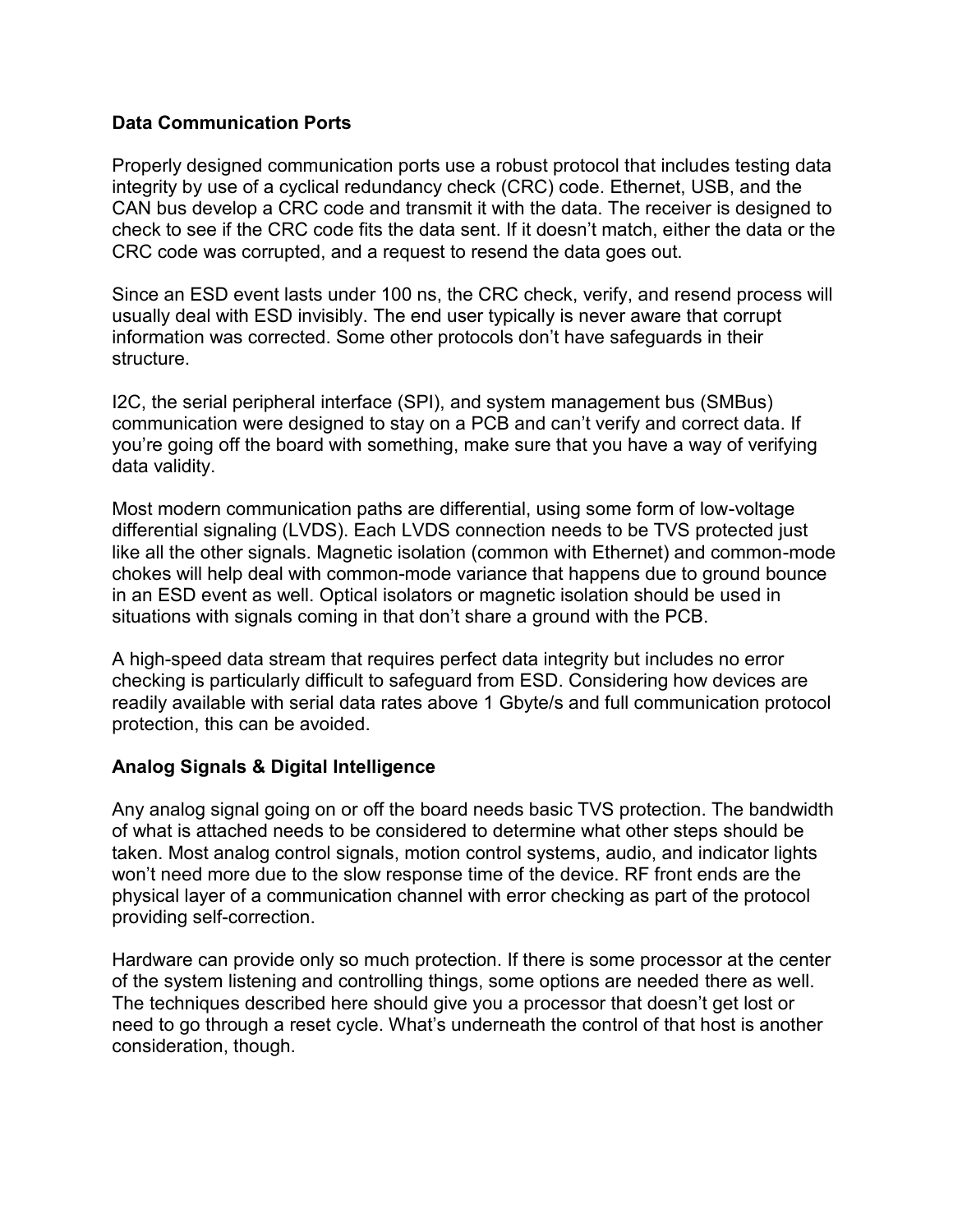**Data Communication Ports**

Properly designed communication ports use a robust protocol that includes testing data integrity by use of a cyclical redundancy check (CRC) code. Ethernet, USB, and the CAN bus develop a CRC code and transmit it with the data. The receiver is designed to check to see if the CRC code fits the data sent. If it doesn't match, either the data or the CRC code was corrupted, and a request to resend the data goes out.

Since an ESD event lasts under 100 ns, the CRC check, verify, and resend process will usually deal with ESD invisibly. The end user typically is never aware that corrupt information was corrected. Some other protocols don't have safeguards in their structure.

I2C, the serial peripheral interface (SPI), and system management bus (SMBus) communication were designed to stay on a PCB and can't verify and correct data. If you're going off the board with something, make sure that you have a way of verifying data validity.

Most modern communication paths are differential, using some form of low-voltage differential signaling (LVDS). Each LVDS connection needs to be TVS protected just like all the other signals. Magnetic isolation (common with Ethernet) and common-mode chokes will help deal with common-mode variance that happens due to ground bounce in an ESD event as well. Optical isolators or magnetic isolation should be used in situations with signals coming in that don't share a ground with the PCB.

A high-speed data stream that requires perfect data integrity but includes no error checking is particularly difficult to safeguard from ESD. Considering how devices are readily available with serial data rates above 1 Gbyte/s and full communication protocol protection, this can be avoided.

**Analog Signals & Digital Intelligence**

Any analog signal going on or off the board needs basic TVS protection. The bandwidth of what is attached needs to be considered to determine what other steps should be taken. Most analog control signals, motion control systems, audio, and indicator lights won't need more due to the slow response time of the device. RF front ends are the physical layer of a communication channel with error checking as part of the protocol providing self-correction.

Hardware can provide only so much protection. If there is some processor at the center of the system listening and controlling things, some options are needed there as well. The techniques described here should give you a processor that doesn't get lost or need to go through a reset cycle. What's underneath the control of that host is another consideration, though.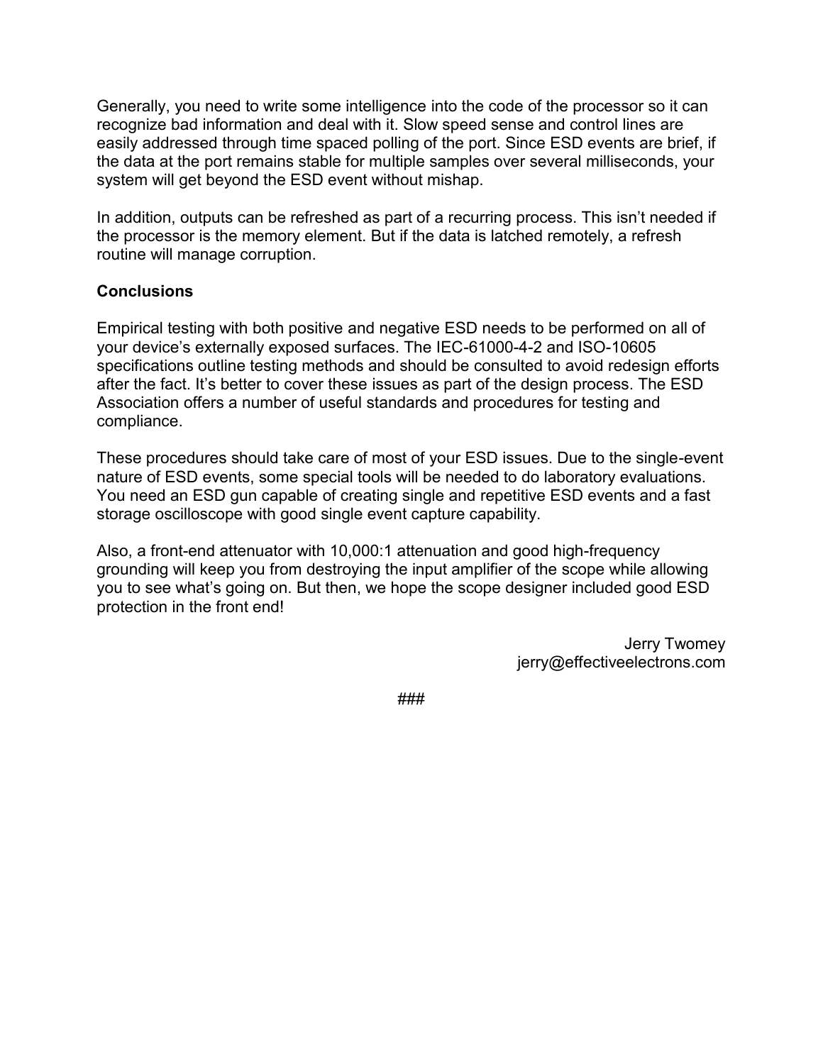Generally, you need to write some intelligence into the code of the processor so it can recognize bad information and deal with it. Slow speed sense and control lines are easily addressed through time spaced polling of the port. Since ESD events are brief, if the data at the port remains stable for multiple samples over several milliseconds, your system will get beyond the ESD event without mishap.

In addition, outputs can be refreshed as part of a recurring process. This isn't needed if the processor is the memory element. But if the data is latched remotely, a refresh routine will manage corruption.

## Conclusions

Empirical testing with both positive and negative ESD needs to be performed on all of your device's externally exposed surfaces. The IEC-61000-4-2 and ISO-10605 specifications outline testing methods and should be consulted to avoid redesign efforts after the fact. It's better to cover these issues as part of the design process. The ESD Association offers a number of useful standards and procedures for testing and compliance.

These procedures should take care of most of your ESD issues. Due to the single-event nature of ESD events, some special tools will be needed to do laboratory evaluations. You need an ESD gun capable of creating single and repetitive ESD events and a fast storage oscilloscope with good single event capture capability.

Also, a front-end attenuator with 10,000:1 attenuation and good high-frequency grounding will keep you from destroying the input amplifier of the scope while allowing you to see what's going on. But then, we hope the scope designer included good ESD protection in the front end!

Jerry Twomey
jerry@effectiveelectrons.com

###